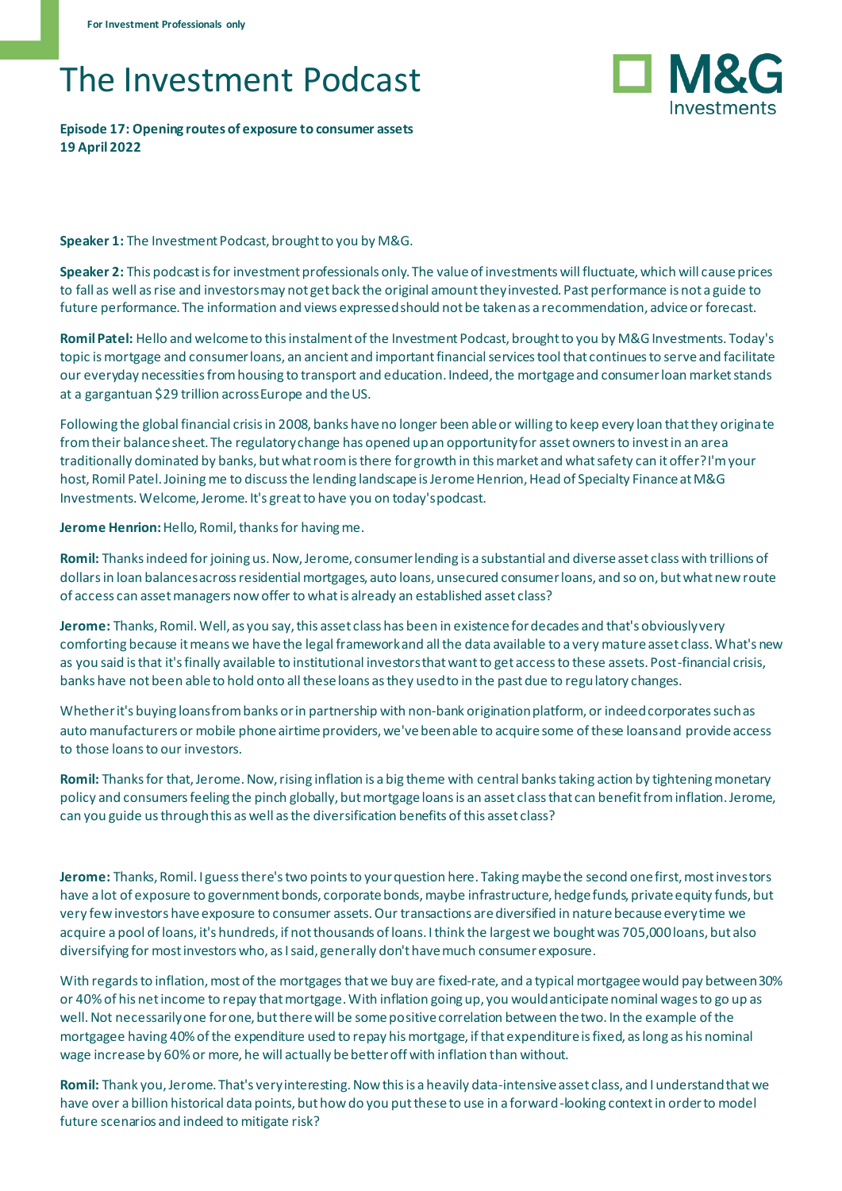For Investment Professionals only

# The Investment Podcast

**Episode 17: Opening routes of exposure to consumer assets**
**19 April 2022**

**Speaker 1:** The Investment Podcast, brought to you by M&G.

**Speaker 2:** This podcast is for investment professionals only. The value of investments will fluctuate, which will cause prices to fall as well as rise and investors may not get back the original amount they invested. Past performance is not a guide to future performance. The information and views expressed should not be taken as a recommendation, advice or forecast.

**Romil Patel:** Hello and welcome to this instalment of the Investment Podcast, brought to you by M&G Investments. Today's topic is mortgage and consumer loans, an ancient and important financial services tool that continues to serve and facilitate our everyday necessities from housing to transport and education. Indeed, the mortgage and consumer loan market stands at a gargantuan $29 trillion across Europe and the US.

Following the global financial crisis in 2008, banks have no longer been able or willing to keep every loan that they originate from their balance sheet. The regulatory change has opened up an opportunity for asset owners to invest in an area traditionally dominated by banks, but what room is there for growth in this market and what safety can it offer? I'm your host, Romil Patel. Joining me to discuss the lending landscape is Jerome Henrion, Head of Specialty Finance at M&G Investments. Welcome, Jerome. It's great to have you on today's podcast.

**Jerome Henrion:** Hello, Romil, thanks for having me.

**Romil:** Thanks indeed for joining us. Now, Jerome, consumer lending is a substantial and diverse asset class with trillions of dollars in loan balances across residential mortgages, auto loans, unsecured consumer loans, and so on, but what new route of access can asset managers now offer to what is already an established asset class?

**Jerome:** Thanks, Romil. Well, as you say, this asset class has been in existence for decades and that's obviously very comforting because it means we have the legal framework and all the data available to a very mature asset class. What's new as you said is that it's finally available to institutional investors that want to get access to these assets. Post-financial crisis, banks have not been able to hold onto all these loans as they used to in the past due to regulatory changes.

Whether it's buying loans from banks or in partnership with non-bank origination platform, or indeed corporates such as auto manufacturers or mobile phone airtime providers, we've been able to acquire some of these loans and provide access to those loans to our investors.

**Romil:** Thanks for that, Jerome. Now, rising inflation is a big theme with central banks taking action by tightening monetary policy and consumers feeling the pinch globally, but mortgage loans is an asset class that can benefit from inflation. Jerome, can you guide us through this as well as the diversification benefits of this asset class?

**Jerome:** Thanks, Romil. I guess there's two points to your question here. Taking maybe the second one first, most investors have a lot of exposure to government bonds, corporate bonds, maybe infrastructure, hedge funds, private equity funds, but very few investors have exposure to consumer assets. Our transactions are diversified in nature because every time we acquire a pool of loans, it's hundreds, if not thousands of loans. I think the largest we bought was 705,000 loans, but also diversifying for most investors who, as I said, generally don't have much consumer exposure.

With regards to inflation, most of the mortgages that we buy are fixed-rate, and a typical mortgagee would pay between 30% or 40% of his net income to repay that mortgage. With inflation going up, you would anticipate nominal wages to go up as well. Not necessarily one for one, but there will be some positive correlation between the two. In the example of the mortgagee having 40% of the expenditure used to repay his mortgage, if that expenditure is fixed, as long as his nominal wage increase by 60% or more, he will actually be better off with inflation than without.

**Romil:** Thank you, Jerome. That's very interesting. Now this is a heavily data-intensive asset class, and I understand that we have over a billion historical data points, but how do you put these to use in a forward-looking context in order to model future scenarios and indeed to mitigate risk?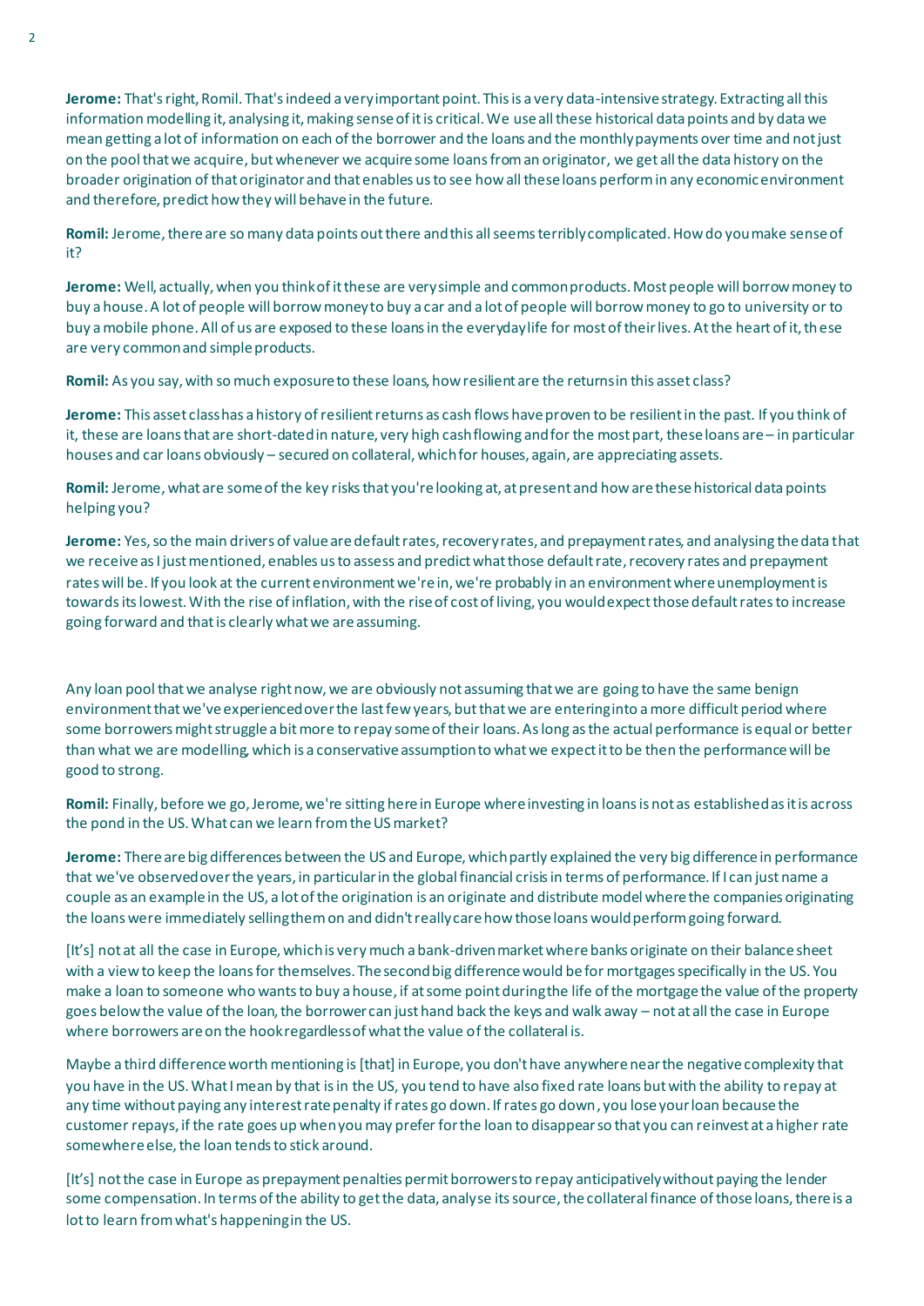**Jerome:** That's right, Romil. That's indeed a very important point. This is a very data-intensive strategy. Extracting all this information modelling it, analysing it, making sense of it is critical. We use all these historical data points and by data we mean getting a lot of information on each of the borrower and the loans and the monthly payments over time and not just on the pool that we acquire, but whenever we acquire some loans from an originator, we get all the data history on the broader origination of that originator and that enables us to see how all these loans perform in any economic environment and therefore, predict how they will behave in the future.

**Romil:** Jerome, there are so many data points out there and this all seems terribly complicated. How do you make sense of it?

**Jerome:** Well, actually, when you think of it these are very simple and common products. Most people will borrow money to buy a house. A lot of people will borrow money to buy a car and a lot of people will borrow money to go to university or to buy a mobile phone. All of us are exposed to these loans in the everyday life for most of their lives. At the heart of it, these are very common and simple products.

**Romil:** As you say, with so much exposure to these loans, how resilient are the returns in this asset class?

**Jerome:** This asset class has a history of resilient returns as cash flows have proven to be resilient in the past. If you think of it, these are loans that are short-dated in nature, very high cash flowing and for the most part, these loans are – in particular houses and car loans obviously – secured on collateral, which for houses, again, are appreciating assets.

**Romil:** Jerome, what are some of the key risks that you're looking at, at present and how are these historical data points helping you?

**Jerome:** Yes, so the main drivers of value are default rates, recovery rates, and prepayment rates, and analysing the data that we receive as I just mentioned, enables us to assess and predict what those default rate, recovery rates and prepayment rates will be. If you look at the current environment we're in, we're probably in an environment where unemployment is towards its lowest. With the rise of inflation, with the rise of cost of living, you would expect those default rates to increase going forward and that is clearly what we are assuming.

Any loan pool that we analyse right now, we are obviously not assuming that we are going to have the same benign environment that we've experienced over the last few years, but that we are entering into a more difficult period where some borrowers might struggle a bit more to repay some of their loans. As long as the actual performance is equal or better than what we are modelling, which is a conservative assumption to what we expect it to be then the performance will be good to strong.

**Romil:** Finally, before we go, Jerome, we're sitting here in Europe where investing in loans is not as established as it is across the pond in the US. What can we learn from the US market?

**Jerome:** There are big differences between the US and Europe, which partly explained the very big difference in performance that we've observed over the years, in particular in the global financial crisis in terms of performance. If I can just name a couple as an example in the US, a lot of the origination is an originate and distribute model where the companies originating the loans were immediately selling them on and didn't really care how those loans would perform going forward.

[It's] not at all the case in Europe, which is very much a bank-driven market where banks originate on their balance sheet with a view to keep the loans for themselves. The second big difference would be for mortgages specifically in the US. You make a loan to someone who wants to buy a house, if at some point during the life of the mortgage the value of the property goes below the value of the loan, the borrower can just hand back the keys and walk away – not at all the case in Europe where borrowers are on the hook regardless of what the value of the collateral is.

Maybe a third difference worth mentioning is [that] in Europe, you don't have anywhere near the negative complexity that you have in the US. What I mean by that is in the US, you tend to have also fixed rate loans but with the ability to repay at any time without paying any interest rate penalty if rates go down. If rates go down, you lose your loan because the customer repays, if the rate goes up when you may prefer for the loan to disappear so that you can reinvest at a higher rate somewhere else, the loan tends to stick around.

[It's] not the case in Europe as prepayment penalties permit borrowers to repay anticipatively without paying the lender some compensation. In terms of the ability to get the data, analyse its source, the collateral finance of those loans, there is a lot to learn from what's happening in the US.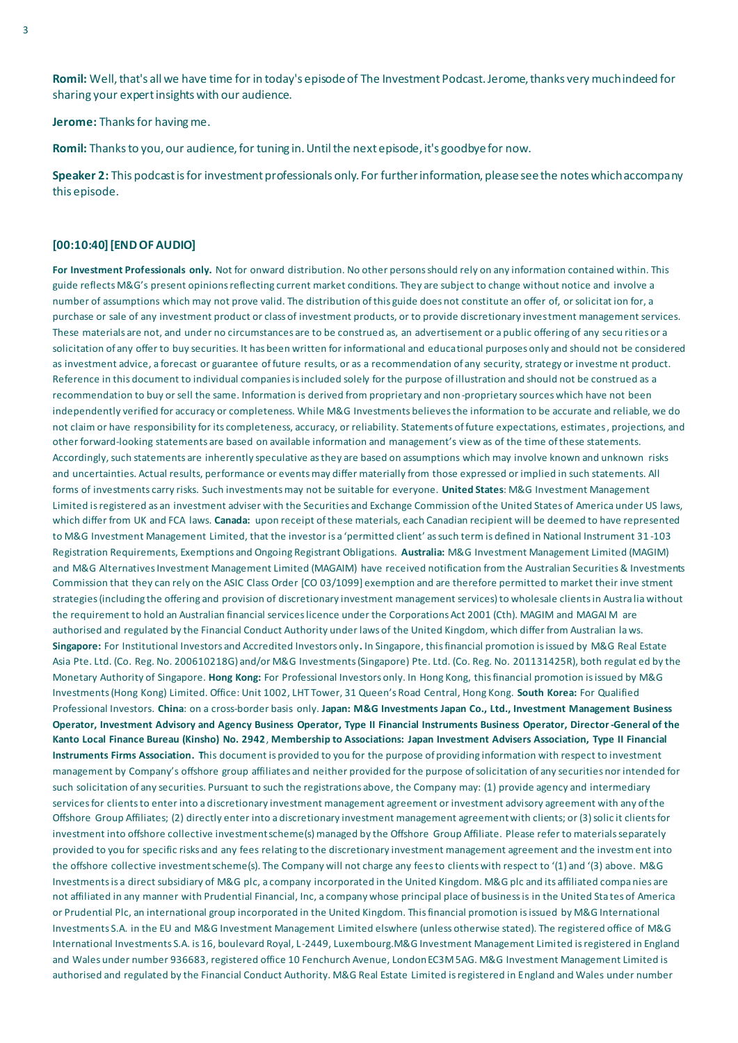**Romil:** Well, that's all we have time for in today's episode of The Investment Podcast. Jerome, thanks very much indeed for sharing your expert insights with our audience.

**Jerome:** Thanks for having me.

**Romil:** Thanks to you, our audience, for tuning in. Until the next episode, it's goodbye for now.

**Speaker 2:** This podcast is for investment professionals only. For further information, please see the notes which accompany this episode.

**[00:10:40] [END OF AUDIO]**

**For Investment Professionals only.** Not for onward distribution. No other persons should rely on any information contained within. This guide reflects M&G's present opinions reflecting current market conditions. They are subject to change without notice and involve a number of assumptions which may not prove valid. The distribution of this guide does not constitute an offer of, or solicitation for, a purchase or sale of any investment product or class of investment products, or to provide discretionary investment management services. These materials are not, and under no circumstances are to be construed as, an advertisement or a public offering of any securities or a solicitation of any offer to buy securities. It has been written for informational and educational purposes only and should not be considered as investment advice, a forecast or guarantee of future results, or as a recommendation of any security, strategy or investment product. Reference in this document to individual companies is included solely for the purpose of illustration and should not be construed as a recommendation to buy or sell the same. Information is derived from proprietary and non-proprietary sources which have not been independently verified for accuracy or completeness. While M&G Investments believes the information to be accurate and reliable, we do not claim or have responsibility for its completeness, accuracy, or reliability. Statements of future expectations, estimates, projections, and other forward-looking statements are based on available information and management's view as of the time of these statements. Accordingly, such statements are inherently speculative as they are based on assumptions which may involve known and unknown risks and uncertainties. Actual results, performance or events may differ materially from those expressed or implied in such statements. All forms of investments carry risks. Such investments may not be suitable for everyone. **United States**: M&G Investment Management Limited is registered as an investment adviser with the Securities and Exchange Commission of the United States of America under US laws, which differ from UK and FCA laws. **Canada:** upon receipt of these materials, each Canadian recipient will be deemed to have represented to M&G Investment Management Limited, that the investor is a 'permitted client' as such term is defined in National Instrument 31-103 Registration Requirements, Exemptions and Ongoing Registrant Obligations. **Australia:** M&G Investment Management Limited (MAGIM) and M&G Alternatives Investment Management Limited (MAGAIM) have received notification from the Australian Securities & Investments Commission that they can rely on the ASIC Class Order [CO 03/1099] exemption and are therefore permitted to market their investment strategies (including the offering and provision of discretionary investment management services) to wholesale clients in Australia without the requirement to hold an Australian financial services licence under the Corporations Act 2001 (Cth). MAGIM and MAGAIM are authorised and regulated by the Financial Conduct Authority under laws of the United Kingdom, which differ from Australian laws. **Singapore:** For Institutional Investors and Accredited Investors only**.** In Singapore, this financial promotion is issued by M&G Real Estate Asia Pte. Ltd. (Co. Reg. No. 200610218G) and/or M&G Investments (Singapore) Pte. Ltd. (Co. Reg. No. 201131425R), both regulated by the Monetary Authority of Singapore. **Hong Kong:** For Professional Investors only. In Hong Kong, this financial promotion is issued by M&G Investments (Hong Kong) Limited. Office: Unit 1002, LHT Tower, 31 Queen's Road Central, Hong Kong. **South Korea:** For Qualified Professional Investors. **China**: on a cross-border basis only. **Japan: M&G Investments Japan Co., Ltd., Investment Management Business Operator, Investment Advisory and Agency Business Operator, Type II Financial Instruments Business Operator, Director-General of the Kanto Local Finance Bureau (Kinsho) No. 2942**, **Membership to Associations: Japan Investment Advisers Association, Type II Financial Instruments Firms Association. T**his document is provided to you for the purpose of providing information with respect to investment management by Company's offshore group affiliates and neither provided for the purpose of solicitation of any securities nor intended for such solicitation of any securities. Pursuant to such the registrations above, the Company may: (1) provide agency and intermediary services for clients to enter into a discretionary investment management agreement or investment advisory agreement with any of the Offshore Group Affiliates; (2) directly enter into a discretionary investment management agreement with clients; or (3) solicit clients for investment into offshore collective investment scheme(s) managed by the Offshore Group Affiliate. Please refer to materials separately provided to you for specific risks and any fees relating to the discretionary investment management agreement and the investment into the offshore collective investment scheme(s). The Company will not charge any fees to clients with respect to '(1) and '(3) above. M&G Investments is a direct subsidiary of M&G plc, a company incorporated in the United Kingdom. M&G plc and its affiliated companies are not affiliated in any manner with Prudential Financial, Inc, a company whose principal place of business is in the United States of America or Prudential Plc, an international group incorporated in the United Kingdom. This financial promotion is issued by M&G International Investments S.A. in the EU and M&G Investment Management Limited elswhere (unless otherwise stated). The registered office of M&G International Investments S.A. is 16, boulevard Royal, L-2449, Luxembourg.M&G Investment Management Limited is registered in England and Wales under number 936683, registered office 10 Fenchurch Avenue, London EC3M 5AG. M&G Investment Management Limited is authorised and regulated by the Financial Conduct Authority. M&G Real Estate Limited is registered in England and Wales under number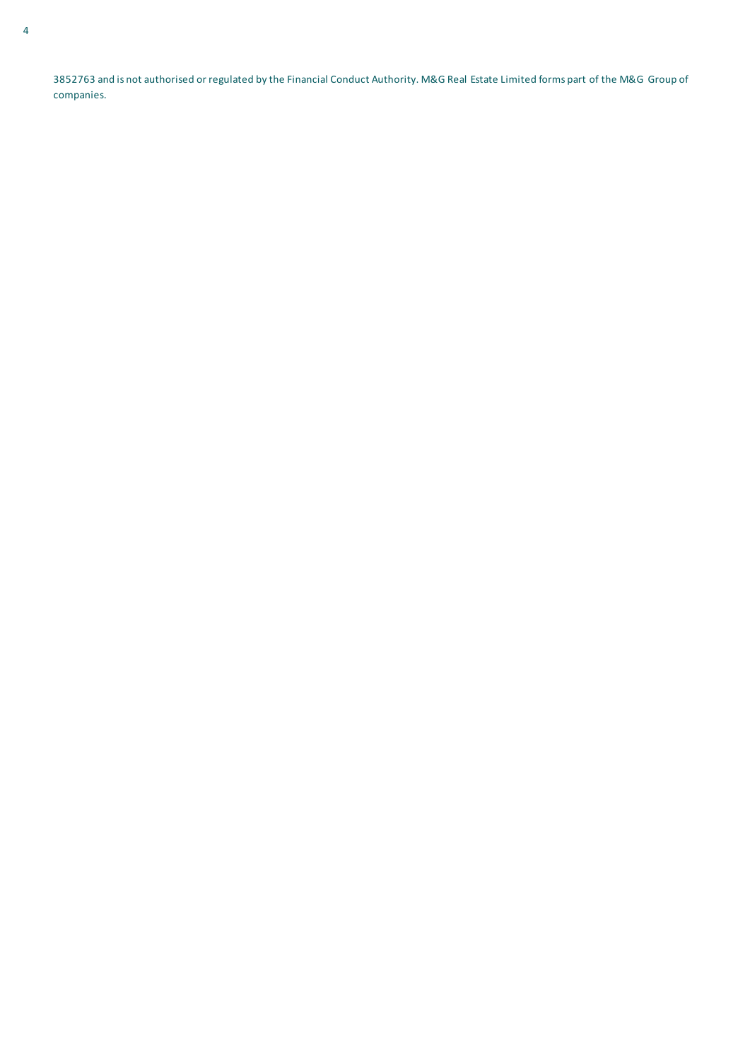3852763 and is not authorised or regulated by the Financial Conduct Authority. M&G Real Estate Limited forms part of the M&G Group of companies.